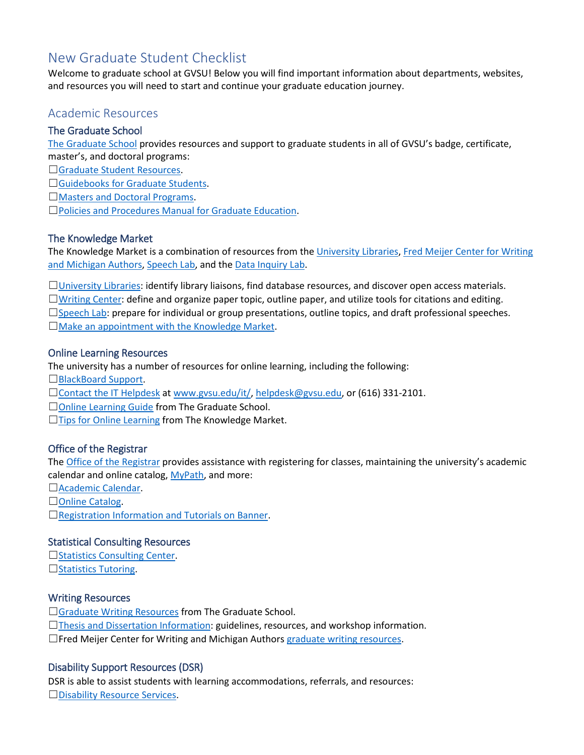# New Graduate Student Checklist

Welcome to graduate school at GVSU! Below you will find important information about departments, websites, and resources you will need to start and continue your graduate education journey.

## Academic Resources

### The Graduate School

The Graduate School provides resources and support to graduate students in all of GVSU's badge, certificate, master's, and doctoral programs:

☐Graduate Student Resources.
☐Guidebooks for Graduate Students.
☐Masters and Doctoral Programs.
☐Policies and Procedures Manual for Graduate Education.

### The Knowledge Market

The Knowledge Market is a combination of resources from the University Libraries, Fred Meijer Center for Writing and Michigan Authors, Speech Lab, and the Data Inquiry Lab.

☐University Libraries: identify library liaisons, find database resources, and discover open access materials.
☐Writing Center: define and organize paper topic, outline paper, and utilize tools for citations and editing.
☐Speech Lab: prepare for individual or group presentations, outline topics, and draft professional speeches.
☐Make an appointment with the Knowledge Market.

### Online Learning Resources

The university has a number of resources for online learning, including the following:

☐BlackBoard Support.
☐Contact the IT Helpdesk at www.gvsu.edu/it/, helpdesk@gvsu.edu, or (616) 331-2101.
☐Online Learning Guide from The Graduate School.
☐Tips for Online Learning from The Knowledge Market.

### Office of the Registrar

The Office of the Registrar provides assistance with registering for classes, maintaining the university's academic calendar and online catalog, MyPath, and more:

☐Academic Calendar.
☐Online Catalog.
☐Registration Information and Tutorials on Banner.

### Statistical Consulting Resources

☐Statistics Consulting Center.
☐Statistics Tutoring.

### Writing Resources

☐Graduate Writing Resources from The Graduate School.
☐Thesis and Dissertation Information: guidelines, resources, and workshop information.
☐Fred Meijer Center for Writing and Michigan Authors graduate writing resources.

### Disability Support Resources (DSR)

DSR is able to assist students with learning accommodations, referrals, and resources:

☐Disability Resource Services.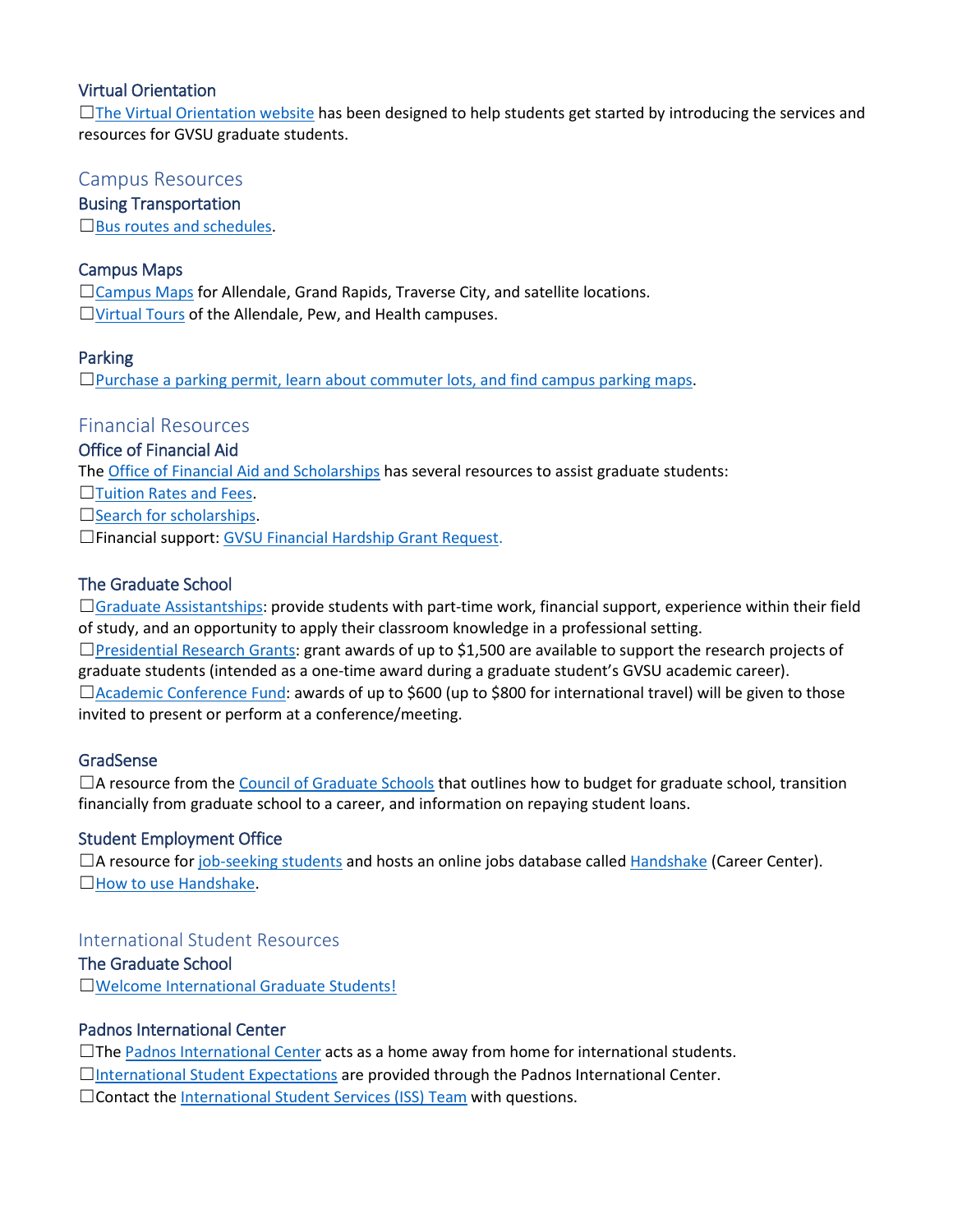### Virtual Orientation

☐The Virtual Orientation website has been designed to help students get started by introducing the services and resources for GVSU graduate students.

## Campus Resources

### Busing Transportation

☐Bus routes and schedules.

### Campus Maps

☐Campus Maps for Allendale, Grand Rapids, Traverse City, and satellite locations.
☐Virtual Tours of the Allendale, Pew, and Health campuses.

### Parking

☐Purchase a parking permit, learn about commuter lots, and find campus parking maps.

## Financial Resources

### Office of Financial Aid

The Office of Financial Aid and Scholarships has several resources to assist graduate students:
☐Tuition Rates and Fees.
☐Search for scholarships.
☐Financial support: GVSU Financial Hardship Grant Request.

### The Graduate School

☐Graduate Assistantships: provide students with part-time work, financial support, experience within their field of study, and an opportunity to apply their classroom knowledge in a professional setting.
☐Presidential Research Grants: grant awards of up to $1,500 are available to support the research projects of graduate students (intended as a one-time award during a graduate student's GVSU academic career).
☐Academic Conference Fund: awards of up to $600 (up to $800 for international travel) will be given to those invited to present or perform at a conference/meeting.

### GradSense

☐A resource from the Council of Graduate Schools that outlines how to budget for graduate school, transition financially from graduate school to a career, and information on repaying student loans.

### Student Employment Office

☐A resource for job-seeking students and hosts an online jobs database called Handshake (Career Center).
☐How to use Handshake.

## International Student Resources

### The Graduate School

☐Welcome International Graduate Students!

### Padnos International Center

☐The Padnos International Center acts as a home away from home for international students.
☐International Student Expectations are provided through the Padnos International Center.
☐Contact the International Student Services (ISS) Team with questions.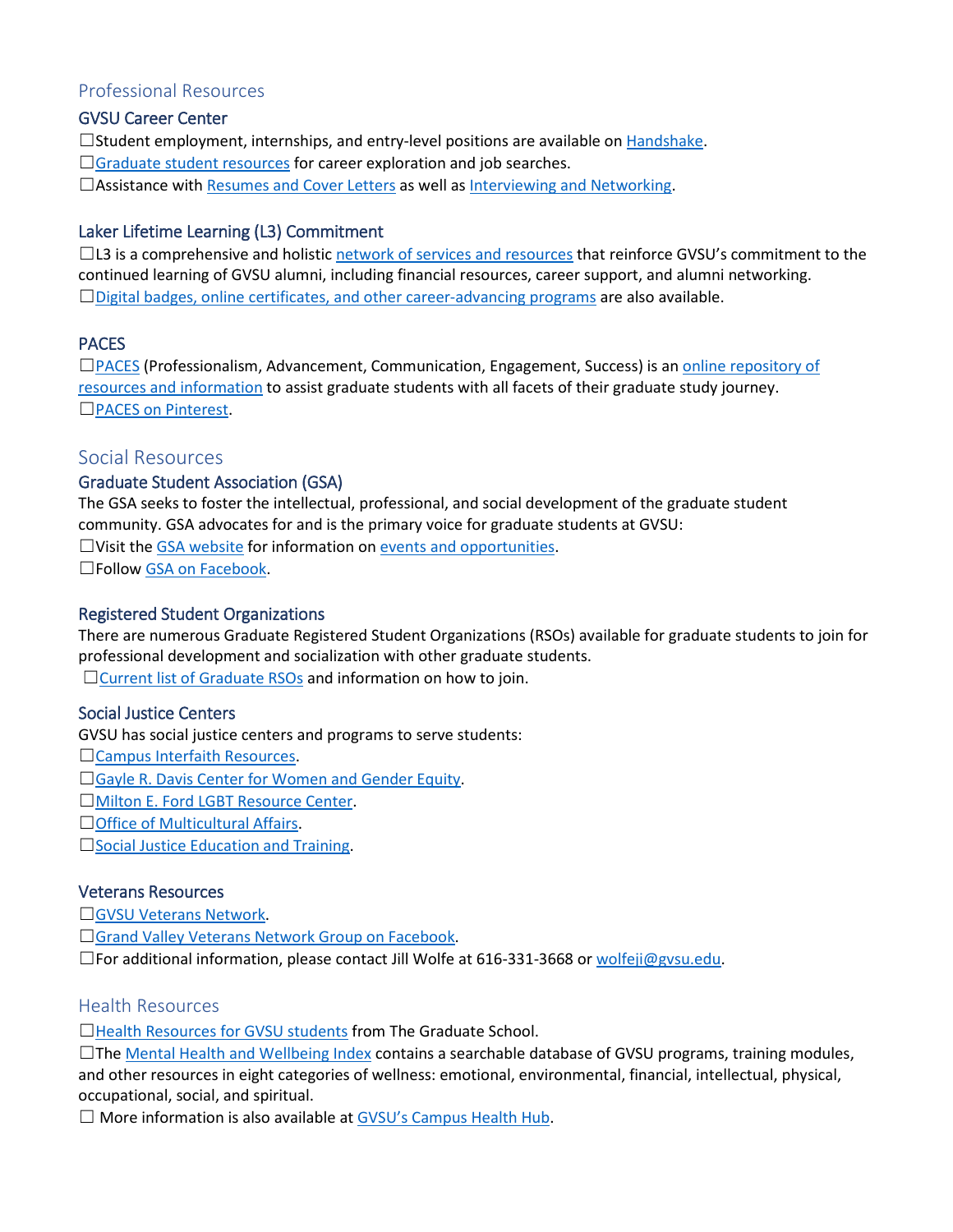## Professional Resources

### GVSU Career Center

☐Student employment, internships, and entry-level positions are available on Handshake.
☐Graduate student resources for career exploration and job searches.
☐Assistance with Resumes and Cover Letters as well as Interviewing and Networking.

### Laker Lifetime Learning (L3) Commitment

☐L3 is a comprehensive and holistic network of services and resources that reinforce GVSU's commitment to the continued learning of GVSU alumni, including financial resources, career support, and alumni networking.
☐Digital badges, online certificates, and other career-advancing programs are also available.

### PACES

☐PACES (Professionalism, Advancement, Communication, Engagement, Success) is an online repository of resources and information to assist graduate students with all facets of their graduate study journey.
☐PACES on Pinterest.

## Social Resources

### Graduate Student Association (GSA)

The GSA seeks to foster the intellectual, professional, and social development of the graduate student community. GSA advocates for and is the primary voice for graduate students at GVSU:
☐Visit the GSA website for information on events and opportunities.
☐Follow GSA on Facebook.

### Registered Student Organizations

There are numerous Graduate Registered Student Organizations (RSOs) available for graduate students to join for professional development and socialization with other graduate students.
☐Current list of Graduate RSOs and information on how to join.

### Social Justice Centers

GVSU has social justice centers and programs to serve students:
☐Campus Interfaith Resources.
☐Gayle R. Davis Center for Women and Gender Equity.
☐Milton E. Ford LGBT Resource Center.
☐Office of Multicultural Affairs.
☐Social Justice Education and Training.

### Veterans Resources

☐GVSU Veterans Network.
☐Grand Valley Veterans Network Group on Facebook.
☐For additional information, please contact Jill Wolfe at 616-331-3668 or wolfeji@gvsu.edu.

## Health Resources

☐Health Resources for GVSU students from The Graduate School.
☐The Mental Health and Wellbeing Index contains a searchable database of GVSU programs, training modules, and other resources in eight categories of wellness: emotional, environmental, financial, intellectual, physical, occupational, social, and spiritual.
☐ More information is also available at GVSU's Campus Health Hub.